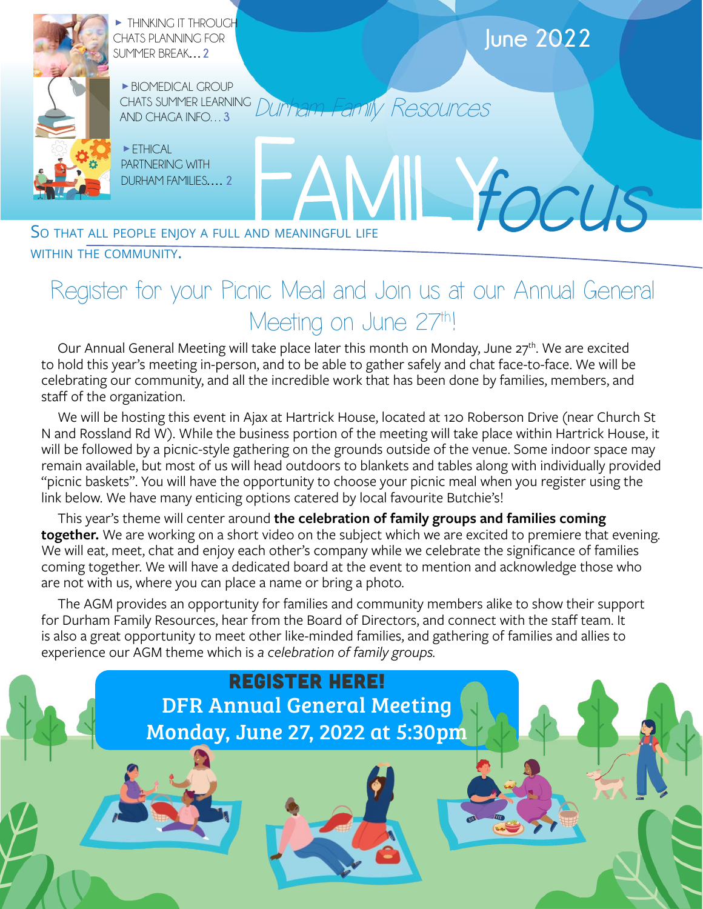# Family Focus

Durham Family Resources

June 2022

- ▸ THINKING IT THROUGH CHATS PLANNING FOR SUMMER BREAK… 2
- ▸ BIOMEDICAL GROUP CHATS SUMMER LEARNING AND CHAGA INFO… 3
- ▸ ETHICAL PARTNERING WITH DURHAM FAMILIES…. 2

So that all people enjoy a full and meaningful life within the community.

## Register for your Picnic Meal and Join us at our Annual General Meeting on June 27th!

Our Annual General Meeting will take place later this month on Monday, June 27th. We are excited to hold this year's meeting in-person, and to be able to gather safely and chat face-to-face. We will be celebrating our community, and all the incredible work that has been done by families, members, and staff of the organization.

We will be hosting this event in Ajax at Hartrick House, located at 120 Roberson Drive (near Church St N and Rossland Rd W). While the business portion of the meeting will take place within Hartrick House, it will be followed by a picnic-style gathering on the grounds outside of the venue. Some indoor space may remain available, but most of us will head outdoors to blankets and tables along with individually provided "picnic baskets". You will have the opportunity to choose your picnic meal when you register using the link below. We have many enticing options catered by local favourite Butchie's!

This year's theme will center around **the celebration of family groups and families coming together.** We are working on a short video on the subject which we are excited to premiere that evening. We will eat, meet, chat and enjoy each other's company while we celebrate the significance of families coming together. We will have a dedicated board at the event to mention and acknowledge those who are not with us, where you can place a name or bring a photo.

The AGM provides an opportunity for families and community members alike to show their support for Durham Family Resources, hear from the Board of Directors, and connect with the staff team. It is also a great opportunity to meet other like-minded families, and gathering of families and allies to experience our AGM theme which is *a celebration of family groups.*

**REGISTER HERE!**

**DFR Annual General Meeting**
**Monday, June 27, 2022 at 5:30pm**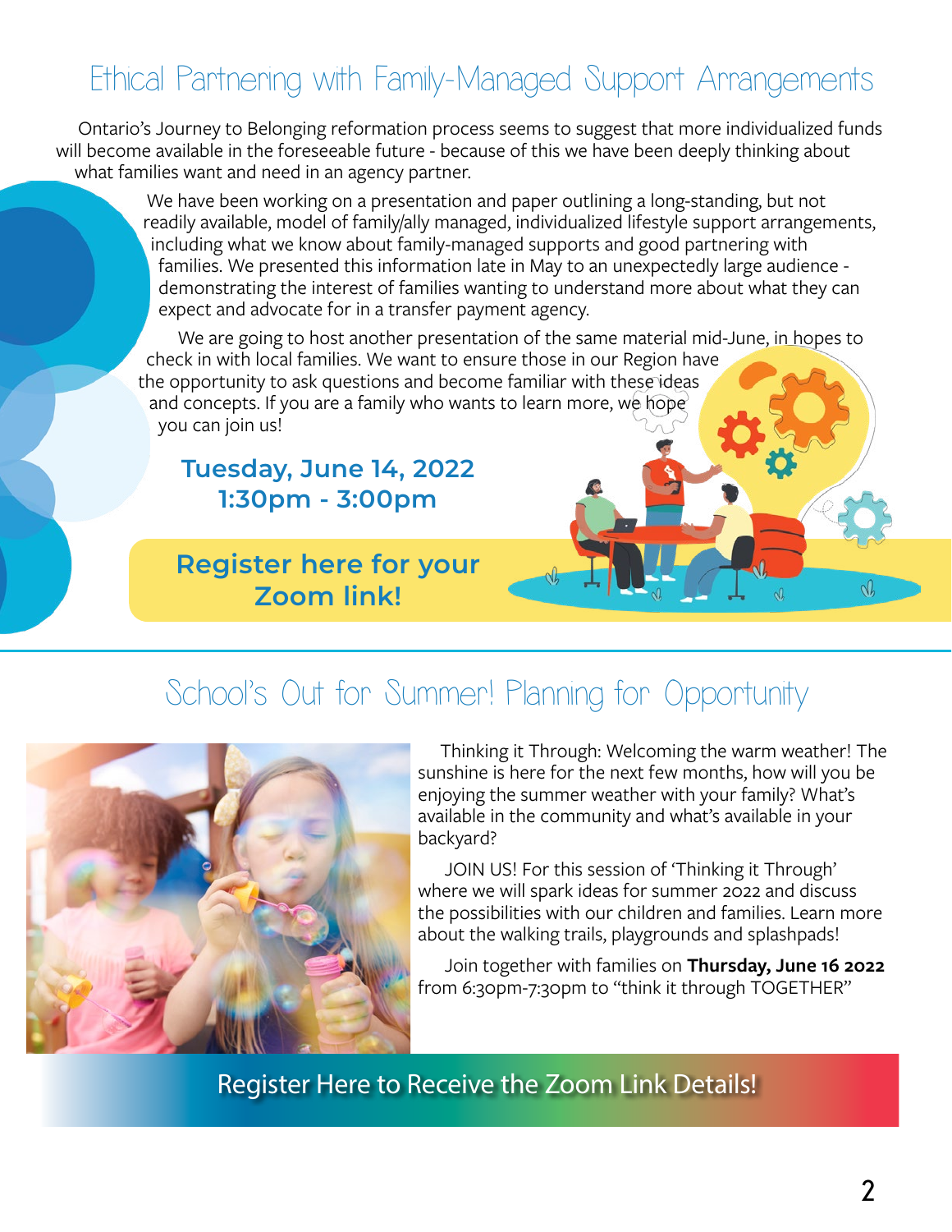## Ethical Partnering with Family-Managed Support Arrangements

Ontario's Journey to Belonging reformation process seems to suggest that more individualized funds will become available in the foreseeable future - because of this we have been deeply thinking about what families want and need in an agency partner.

We have been working on a presentation and paper outlining a long-standing, but not readily available, model of family/ally managed, individualized lifestyle support arrangements, including what we know about family-managed supports and good partnering with families. We presented this information late in May to an unexpectedly large audience - demonstrating the interest of families wanting to understand more about what they can expect and advocate for in a transfer payment agency.

We are going to host another presentation of the same material mid-June, in hopes to check in with local families. We want to ensure those in our Region have the opportunity to ask questions and become familiar with these ideas and concepts. If you are a family who wants to learn more, we hope you can join us!

**Tuesday, June 14, 2022**
**1:30pm - 3:00pm**

**Register here for your Zoom link!**

## School's Out for Summer! Planning for Opportunity

Thinking it Through: Welcoming the warm weather! The sunshine is here for the next few months, how will you be enjoying the summer weather with your family? What's available in the community and what's available in your backyard?

JOIN US! For this session of 'Thinking it Through' where we will spark ideas for summer 2022 and discuss the possibilities with our children and families. Learn more about the walking trails, playgrounds and splashpads!

Join together with families on **Thursday, June 16 2022** from 6:30pm-7:30pm to "think it through TOGETHER"

Register Here to Receive the Zoom Link Details!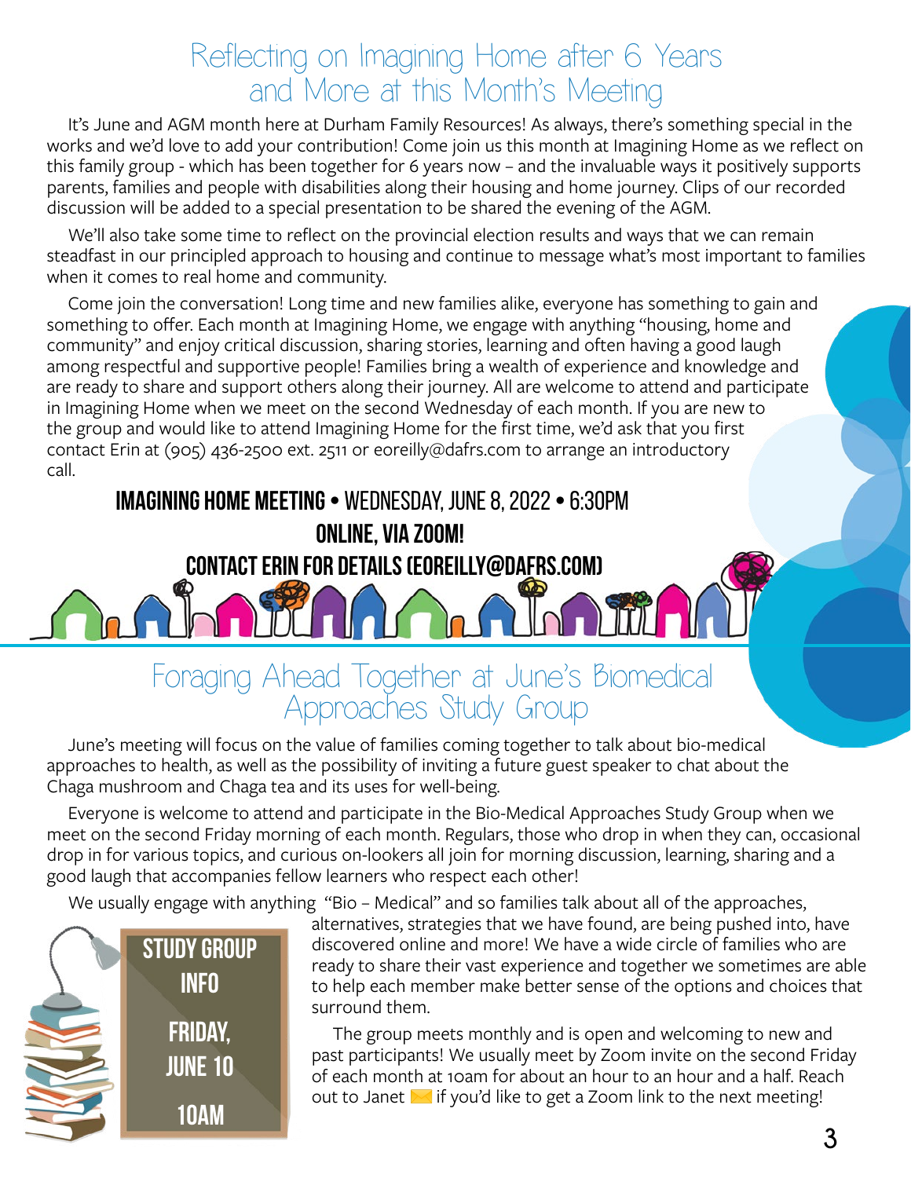## Reflecting on Imagining Home after 6 Years and More at this Month's Meeting

It's June and AGM month here at Durham Family Resources! As always, there's something special in the works and we'd love to add your contribution! Come join us this month at Imagining Home as we reflect on this family group - which has been together for 6 years now – and the invaluable ways it positively supports parents, families and people with disabilities along their housing and home journey. Clips of our recorded discussion will be added to a special presentation to be shared the evening of the AGM.

We'll also take some time to reflect on the provincial election results and ways that we can remain steadfast in our principled approach to housing and continue to message what's most important to families when it comes to real home and community.

Come join the conversation! Long time and new families alike, everyone has something to gain and something to offer. Each month at Imagining Home, we engage with anything "housing, home and community" and enjoy critical discussion, sharing stories, learning and often having a good laugh among respectful and supportive people! Families bring a wealth of experience and knowledge and are ready to share and support others along their journey. All are welcome to attend and participate in Imagining Home when we meet on the second Wednesday of each month. If you are new to the group and would like to attend Imagining Home for the first time, we'd ask that you first contact Erin at (905) 436-2500 ext. 2511 or eoreilly@dafrs.com to arrange an introductory call.

**IMAGINING HOME MEETING** • WEDNESDAY, JUNE 8, 2022 • 6:30PM

**ONLINE, VIA ZOOM!**

**CONTACT ERIN FOR DETAILS (EOREILLY@DAFRS.COM)**

## Foraging Ahead Together at June's Biomedical Approaches Study Group

June's meeting will focus on the value of families coming together to talk about bio-medical approaches to health, as well as the possibility of inviting a future guest speaker to chat about the Chaga mushroom and Chaga tea and its uses for well-being.

Everyone is welcome to attend and participate in the Bio-Medical Approaches Study Group when we meet on the second Friday morning of each month. Regulars, those who drop in when they can, occasional drop in for various topics, and curious on-lookers all join for morning discussion, learning, sharing and a good laugh that accompanies fellow learners who respect each other!

We usually engage with anything "Bio – Medical" and so families talk about all of the approaches, alternatives, strategies that we have found, are being pushed into, have discovered online and more! We have a wide circle of families who are ready to share their vast experience and together we sometimes are able to help each member make better sense of the options and choices that surround them.

The group meets monthly and is open and welcoming to new and past participants! We usually meet by Zoom invite on the second Friday of each month at 10am for about an hour to an hour and a half. Reach out to Janet if you'd like to get a Zoom link to the next meeting!

**STUDY GROUP INFO**

**FRIDAY, JUNE 10**

**10AM**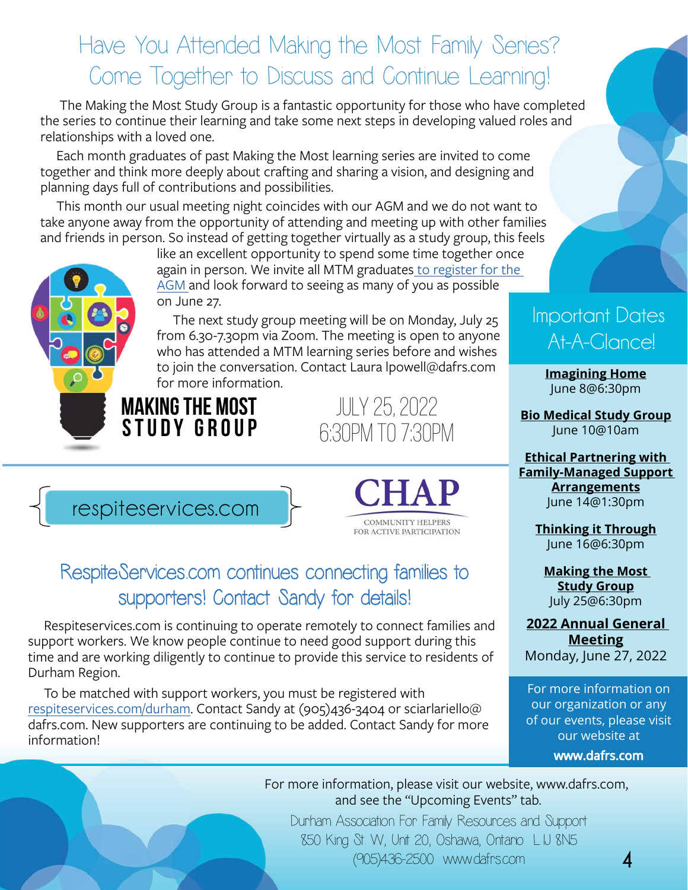# Have You Attended Making the Most Family Series? Come Together to Discuss and Continue Learning!

The Making the Most Study Group is a fantastic opportunity for those who have completed the series to continue their learning and take some next steps in developing valued roles and relationships with a loved one.

Each month graduates of past Making the Most learning series are invited to come together and think more deeply about crafting and sharing a vision, and designing and planning days full of contributions and possibilities.

This month our usual meeting night coincides with our AGM and we do not want to take anyone away from the opportunity of attending and meeting up with other families and friends in person. So instead of getting together virtually as a study group, this feels like an excellent opportunity to spend some time together once again in person. We invite all MTM graduates to register for the AGM and look forward to seeing as many of you as possible on June 27.

The next study group meeting will be on Monday, July 25 from 6.30-7.30pm via Zoom. The meeting is open to anyone who has attended a MTM learning series before and wishes to join the conversation. Contact Laura lpowell@dafrs.com for more information.

**MAKING THE MOST STUDY GROUP**

JULY 25, 2022
6:30PM TO 7:30PM

respiteservices.com

CHAP
COMMUNITY HELPERS FOR ACTIVE PARTICIPATION

## RespiteServices.com continues connecting families to supporters! Contact Sandy for details!

Respiteservices.com is continuing to operate remotely to connect families and support workers. We know people continue to need good support during this time and are working diligently to continue to provide this service to residents of Durham Region.

To be matched with support workers, you must be registered with respiteservices.com/durham. Contact Sandy at (905)436-3404 or sciarlariello@dafrs.com. New supporters are continuing to be added. Contact Sandy for more information!

## Important Dates At-A-Glance!

**Imagining Home**
June 8@6:30pm

**Bio Medical Study Group**
June 10@10am

**Ethical Partnering with Family-Managed Support Arrangements**
June 14@1:30pm

**Thinking it Through**
June 16@6:30pm

**Making the Most Study Group**
July 25@6:30pm

**2022 Annual General Meeting**
Monday, June 27, 2022

For more information on our organization or any of our events, please visit our website at
**www.dafrs.com**

For more information, please visit our website, www.dafrs.com, and see the "Upcoming Events" tab.

Durham Association For Family Resources and Support
850 King St. W, Unit 20, Oshawa, Ontario L1J 8N5
(905)436-2500 www.dafrs.com